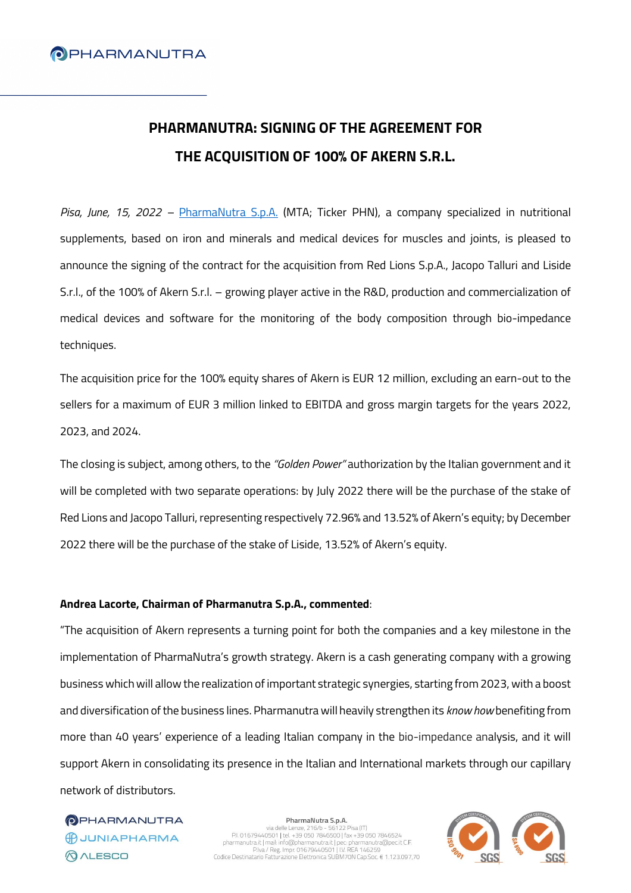# PHARMANUTRA: SIGNING OF THE AGREEMENT FOR THE ACQUISITION OF 100% OF AKERN S.R.L.

*Pisa, June, 15, 2022* – PharmaNutra S.p.A. (MTA; Ticker PHN), a company specialized in nutritional supplements, based on iron and minerals and medical devices for muscles and joints, is pleased to announce the signing of the contract for the acquisition from Red Lions S.p.A., Jacopo Talluri and Liside S.r.l., of the 100% of Akern S.r.l. – growing player active in the R&D, production and commercialization of medical devices and software for the monitoring of the body composition through bio-impedance techniques.

The acquisition price for the 100% equity shares of Akern is EUR 12 million, excluding an earn-out to the sellers for a maximum of EUR 3 million linked to EBITDA and gross margin targets for the years 2022, 2023, and 2024.

The closing is subject, among others, to the *"Golden Power"* authorization by the Italian government and it will be completed with two separate operations: by July 2022 there will be the purchase of the stake of Red Lions and Jacopo Talluri, representing respectively 72.96% and 13.52% of Akern's equity; by December 2022 there will be the purchase of the stake of Liside, 13.52% of Akern's equity.

**Andrea Lacorte, Chairman of Pharmanutra S.p.A., commented**:

"The acquisition of Akern represents a turning point for both the companies and a key milestone in the implementation of PharmaNutra's growth strategy. Akern is a cash generating company with a growing business which will allow the realization of important strategic synergies, starting from 2023, with a boost and diversification of the business lines. Pharmanutra will heavily strengthen its *know how* benefiting from more than 40 years' experience of a leading Italian company in the bio-impedance analysis, and it will support Akern in consolidating its presence in the Italian and International markets through our capillary network of distributors.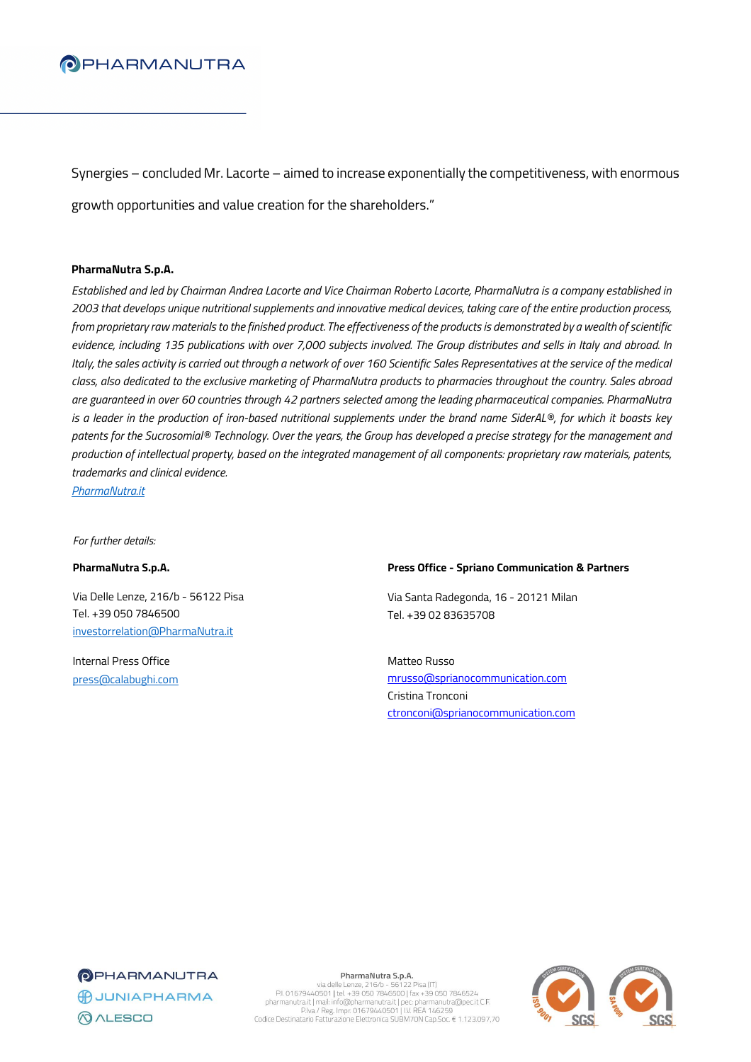Synergies – concluded Mr. Lacorte – aimed to increase exponentially the competitiveness, with enormous growth opportunities and value creation for the shareholders."

**PharmaNutra S.p.A.**

*Established and led by Chairman Andrea Lacorte and Vice Chairman Roberto Lacorte, PharmaNutra is a company established in 2003 that develops unique nutritional supplements and innovative medical devices, taking care of the entire production process, from proprietary raw materials to the finished product. The effectiveness of the products is demonstrated by a wealth of scientific evidence, including 135 publications with over 7,000 subjects involved. The Group distributes and sells in Italy and abroad. In Italy, the sales activity is carried out through a network of over 160 Scientific Sales Representatives at the service of the medical class, also dedicated to the exclusive marketing of PharmaNutra products to pharmacies throughout the country. Sales abroad are guaranteed in over 60 countries through 42 partners selected among the leading pharmaceutical companies. PharmaNutra is a leader in the production of iron-based nutritional supplements under the brand name SiderAL®, for which it boasts key patents for the Sucrosomial® Technology. Over the years, the Group has developed a precise strategy for the management and production of intellectual property, based on the integrated management of all components: proprietary raw materials, patents, trademarks and clinical evidence.*

[PharmaNutra.it](PharmaNutra.it)

*For further details:*

**PharmaNutra S.p.A.**

Via Delle Lenze, 216/b - 56122 Pisa
Tel. +39 050 7846500
investorrelation@PharmaNutra.it

Internal Press Office
press@calabughi.com

**Press Office - Spriano Communication & Partners**

Via Santa Radegonda, 16 - 20121 Milan
Tel. +39 02 83635708

Matteo Russo
mrusso@sprianocommunication.com
Cristina Tronconi
ctronconi@sprianocommunication.com